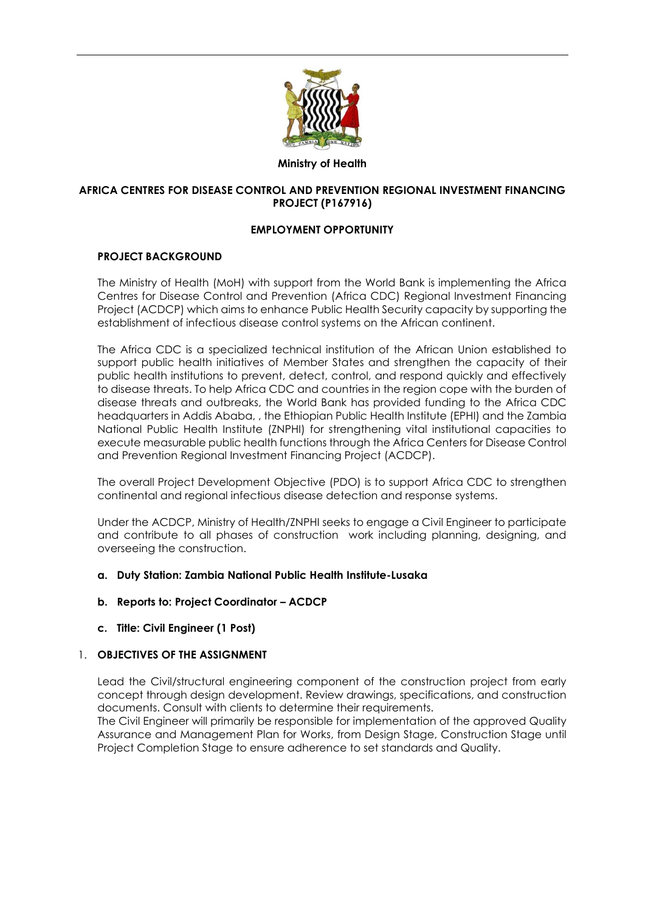**Ministry of Health**

**AFRICA CENTRES FOR DISEASE CONTROL AND PREVENTION REGIONAL INVESTMENT FINANCING PROJECT (P167916)**

**EMPLOYMENT OPPORTUNITY**

**PROJECT BACKGROUND**

The Ministry of Health (MoH) with support from the World Bank is implementing the Africa Centres for Disease Control and Prevention (Africa CDC) Regional Investment Financing Project (ACDCP) which aims to enhance Public Health Security capacity by supporting the establishment of infectious disease control systems on the African continent.

The Africa CDC is a specialized technical institution of the African Union established to support public health initiatives of Member States and strengthen the capacity of their public health institutions to prevent, detect, control, and respond quickly and effectively to disease threats. To help Africa CDC and countries in the region cope with the burden of disease threats and outbreaks, the World Bank has provided funding to the Africa CDC headquarters in Addis Ababa, , the Ethiopian Public Health Institute (EPHI) and the Zambia National Public Health Institute (ZNPHI) for strengthening vital institutional capacities to execute measurable public health functions through the Africa Centers for Disease Control and Prevention Regional Investment Financing Project (ACDCP).

The overall Project Development Objective (PDO) is to support Africa CDC to strengthen continental and regional infectious disease detection and response systems.

Under the ACDCP, Ministry of Health/ZNPHI seeks to engage a Civil Engineer to participate and contribute to all phases of construction work including planning, designing, and overseeing the construction.

a. **Duty Station: Zambia National Public Health Institute-Lusaka**

b. **Reports to: Project Coordinator – ACDCP**

c. **Title: Civil Engineer (1 Post)**

1. **OBJECTIVES OF THE ASSIGNMENT**

Lead the Civil/structural engineering component of the construction project from early concept through design development. Review drawings, specifications, and construction documents. Consult with clients to determine their requirements.

The Civil Engineer will primarily be responsible for implementation of the approved Quality Assurance and Management Plan for Works, from Design Stage, Construction Stage until Project Completion Stage to ensure adherence to set standards and Quality.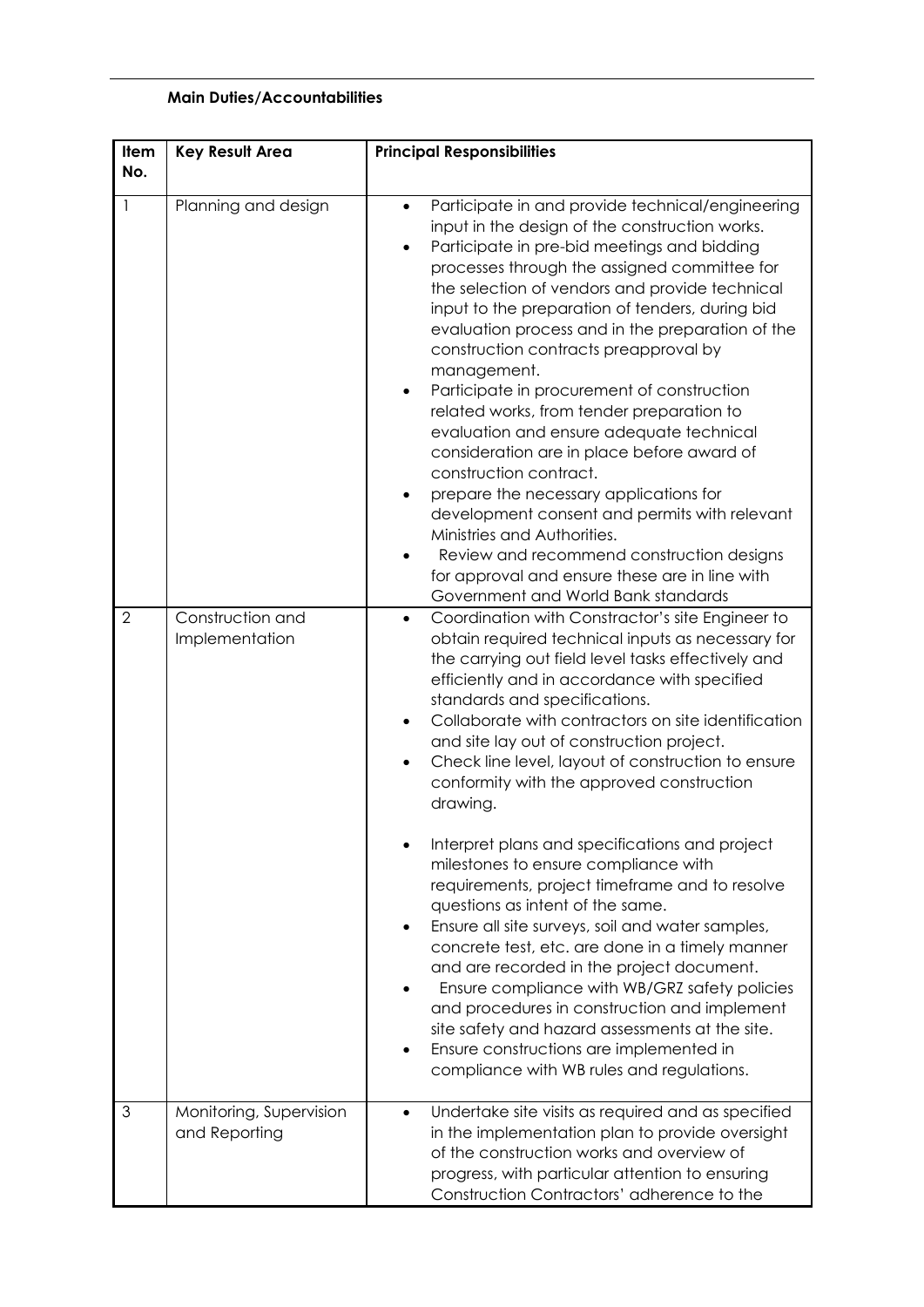**Main Duties/Accountabilities**

| Item No. | Key Result Area | Principal Responsibilities |
| --- | --- | --- |
| 1 | Planning and design | • Participate in and provide technical/engineering input in the design of the construction works.<br>• Participate in pre-bid meetings and bidding processes through the assigned committee for the selection of vendors and provide technical input to the preparation of tenders, during bid evaluation process and in the preparation of the construction contracts preapproval by management.<br>• Participate in procurement of construction related works, from tender preparation to evaluation and ensure adequate technical consideration are in place before award of construction contract.<br>• prepare the necessary applications for development consent and permits with relevant Ministries and Authorities.<br>• Review and recommend construction designs for approval and ensure these are in line with Government and World Bank standards |
| 2 | Construction and Implementation | • Coordination with Constractor's site Engineer to obtain required technical inputs as necessary for the carrying out field level tasks effectively and efficiently and in accordance with specified standards and specifications.<br>• Collaborate with contractors on site identification and site lay out of construction project.<br>• Check line level, layout of construction to ensure conformity with the approved construction drawing.<br>• Interpret plans and specifications and project milestones to ensure compliance with requirements, project timeframe and to resolve questions as intent of the same.<br>• Ensure all site surveys, soil and water samples, concrete test, etc. are done in a timely manner and are recorded in the project document.<br>• Ensure compliance with WB/GRZ safety policies and procedures in construction and implement site safety and hazard assessments at the site.<br>• Ensure constructions are implemented in compliance with WB rules and regulations. |
| 3 | Monitoring, Supervision and Reporting | • Undertake site visits as required and as specified in the implementation plan to provide oversight of the construction works and overview of progress, with particular attention to ensuring Construction Contractors' adherence to the |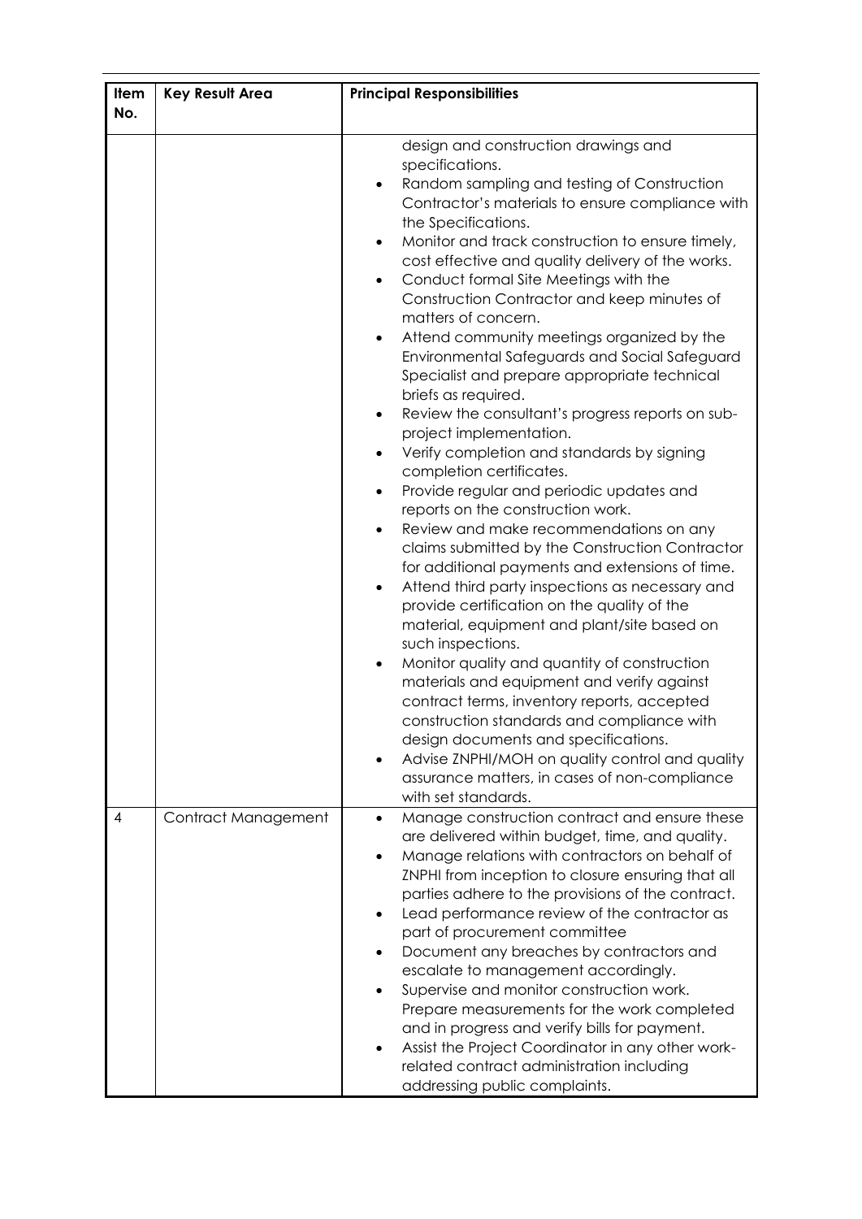| Item No. | Key Result Area | Principal Responsibilities |
|---|---|---|
| | | design and construction drawings and specifications.<br>• Random sampling and testing of Construction Contractor's materials to ensure compliance with the Specifications.<br>• Monitor and track construction to ensure timely, cost effective and quality delivery of the works.<br>• Conduct formal Site Meetings with the Construction Contractor and keep minutes of matters of concern.<br>• Attend community meetings organized by the Environmental Safeguards and Social Safeguard Specialist and prepare appropriate technical briefs as required.<br>• Review the consultant's progress reports on sub-project implementation.<br>• Verify completion and standards by signing completion certificates.<br>• Provide regular and periodic updates and reports on the construction work.<br>• Review and make recommendations on any claims submitted by the Construction Contractor for additional payments and extensions of time.<br>• Attend third party inspections as necessary and provide certification on the quality of the material, equipment and plant/site based on such inspections.<br>• Monitor quality and quantity of construction materials and equipment and verify against contract terms, inventory reports, accepted construction standards and compliance with design documents and specifications.<br>• Advise ZNPHI/MOH on quality control and quality assurance matters, in cases of non-compliance with set standards. |
| 4 | Contract Management | • Manage construction contract and ensure these are delivered within budget, time, and quality.<br>• Manage relations with contractors on behalf of ZNPHI from inception to closure ensuring that all parties adhere to the provisions of the contract.<br>• Lead performance review of the contractor as part of procurement committee<br>• Document any breaches by contractors and escalate to management accordingly.<br>• Supervise and monitor construction work. Prepare measurements for the work completed and in progress and verify bills for payment.<br>• Assist the Project Coordinator in any other work-related contract administration including addressing public complaints. |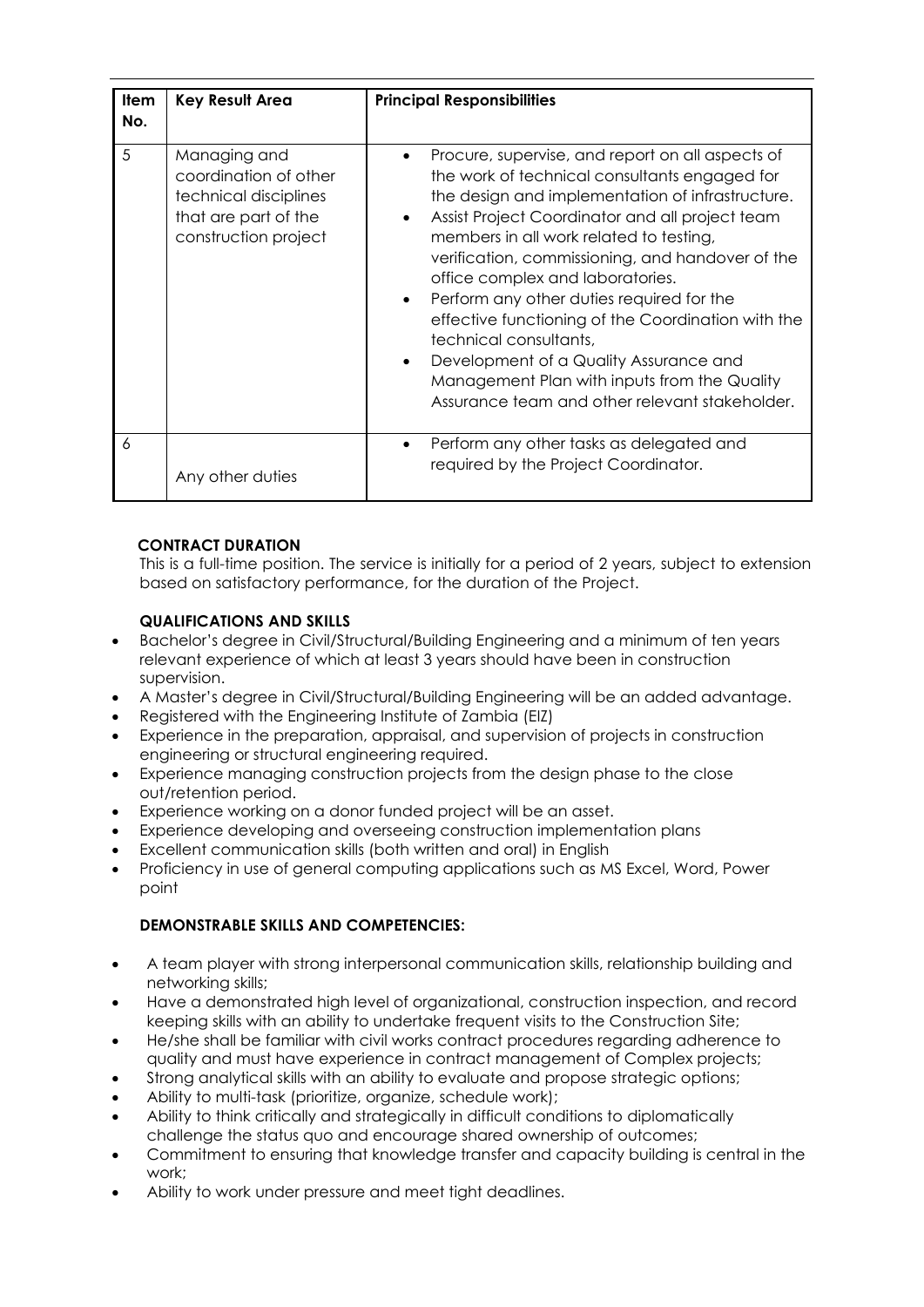| Item No. | Key Result Area | Principal Responsibilities |
|---|---|---|
| 5 | Managing and coordination of other technical disciplines that are part of the construction project | • Procure, supervise, and report on all aspects of the work of technical consultants engaged for the design and implementation of infrastructure.<br>• Assist Project Coordinator and all project team members in all work related to testing, verification, commissioning, and handover of the office complex and laboratories.<br>• Perform any other duties required for the effective functioning of the Coordination with the technical consultants,<br>• Development of a Quality Assurance and Management Plan with inputs from the Quality Assurance team and other relevant stakeholder. |
| 6 | Any other duties | • Perform any other tasks as delegated and required by the Project Coordinator. |

**CONTRACT DURATION**

This is a full-time position. The service is initially for a period of 2 years, subject to extension based on satisfactory performance, for the duration of the Project.

**QUALIFICATIONS AND SKILLS**

- Bachelor's degree in Civil/Structural/Building Engineering and a minimum of ten years relevant experience of which at least 3 years should have been in construction supervision.
- A Master's degree in Civil/Structural/Building Engineering will be an added advantage.
- Registered with the Engineering Institute of Zambia (EIZ)
- Experience in the preparation, appraisal, and supervision of projects in construction engineering or structural engineering required.
- Experience managing construction projects from the design phase to the close out/retention period.
- Experience working on a donor funded project will be an asset.
- Experience developing and overseeing construction implementation plans
- Excellent communication skills (both written and oral) in English
- Proficiency in use of general computing applications such as MS Excel, Word, Power point

**DEMONSTRABLE SKILLS AND COMPETENCIES:**

- A team player with strong interpersonal communication skills, relationship building and networking skills;
- Have a demonstrated high level of organizational, construction inspection, and record keeping skills with an ability to undertake frequent visits to the Construction Site;
- He/she shall be familiar with civil works contract procedures regarding adherence to quality and must have experience in contract management of Complex projects;
- Strong analytical skills with an ability to evaluate and propose strategic options;
- Ability to multi-task (prioritize, organize, schedule work);
- Ability to think critically and strategically in difficult conditions to diplomatically challenge the status quo and encourage shared ownership of outcomes;
- Commitment to ensuring that knowledge transfer and capacity building is central in the work;
- Ability to work under pressure and meet tight deadlines.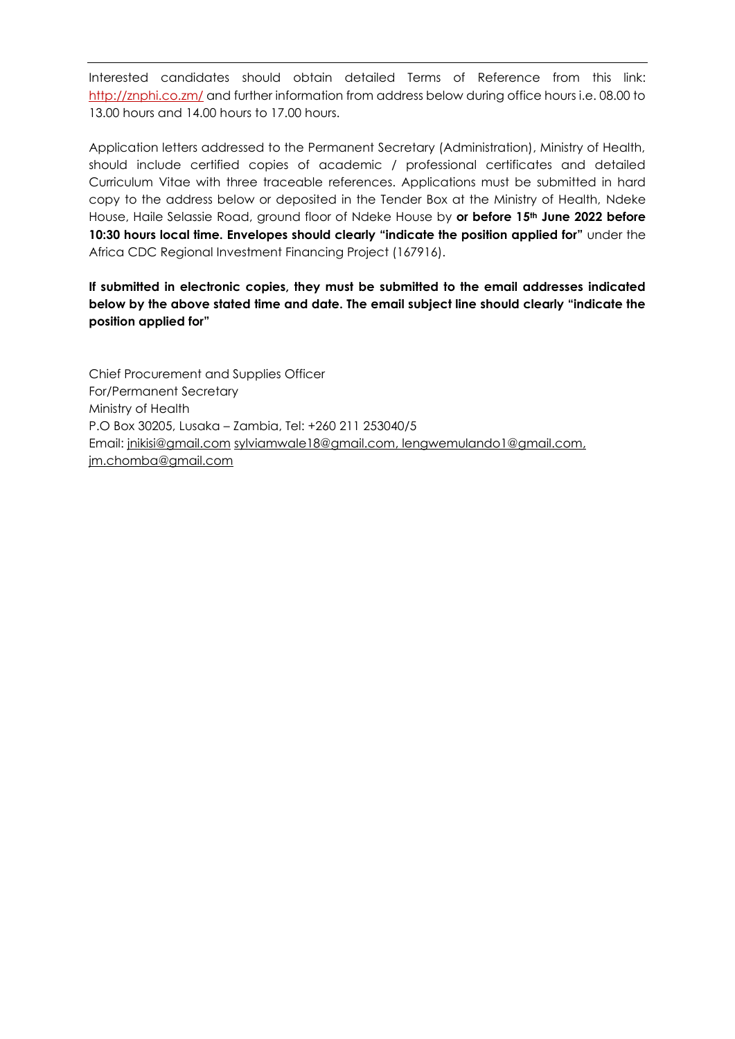Interested candidates should obtain detailed Terms of Reference from this link: http://znphi.co.zm/ and further information from address below during office hours i.e. 08.00 to 13.00 hours and 14.00 hours to 17.00 hours.

Application letters addressed to the Permanent Secretary (Administration), Ministry of Health, should include certified copies of academic / professional certificates and detailed Curriculum Vitae with three traceable references. Applications must be submitted in hard copy to the address below or deposited in the Tender Box at the Ministry of Health, Ndeke House, Haile Selassie Road, ground floor of Ndeke House by **or before 15th June 2022 before 10:30 hours local time. Envelopes should clearly "indicate the position applied for"** under the Africa CDC Regional Investment Financing Project (167916).

**If submitted in electronic copies, they must be submitted to the email addresses indicated below by the above stated time and date. The email subject line should clearly "indicate the position applied for"**

Chief Procurement and Supplies Officer  
For/Permanent Secretary  
Ministry of Health  
P.O Box 30205, Lusaka – Zambia, Tel: +260 211 253040/5  
Email: jnikisi@gmail.com sylviamwale18@gmail.com, lengwemulando1@gmail.com, jm.chomba@gmail.com